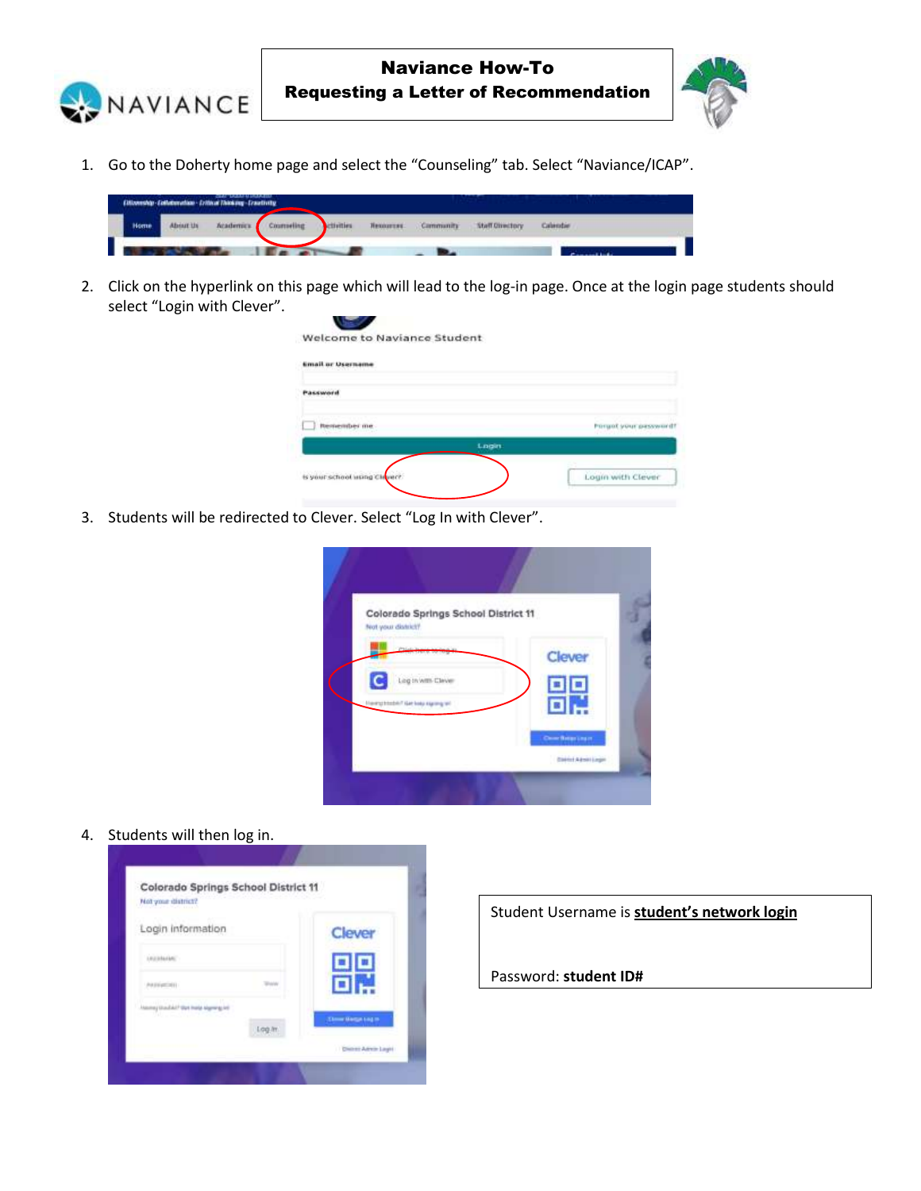# Naviance How-To
## Requesting a Letter of Recommendation

1. Go to the Doherty home page and select the "Counseling" tab. Select "Naviance/ICAP".

2. Click on the hyperlink on this page which will lead to the log-in page. Once at the login page students should select "Login with Clever".

3. Students will be redirected to Clever. Select "Log In with Clever".

4. Students will then log in.

Student Username is **student's network login**

Password: **student ID#**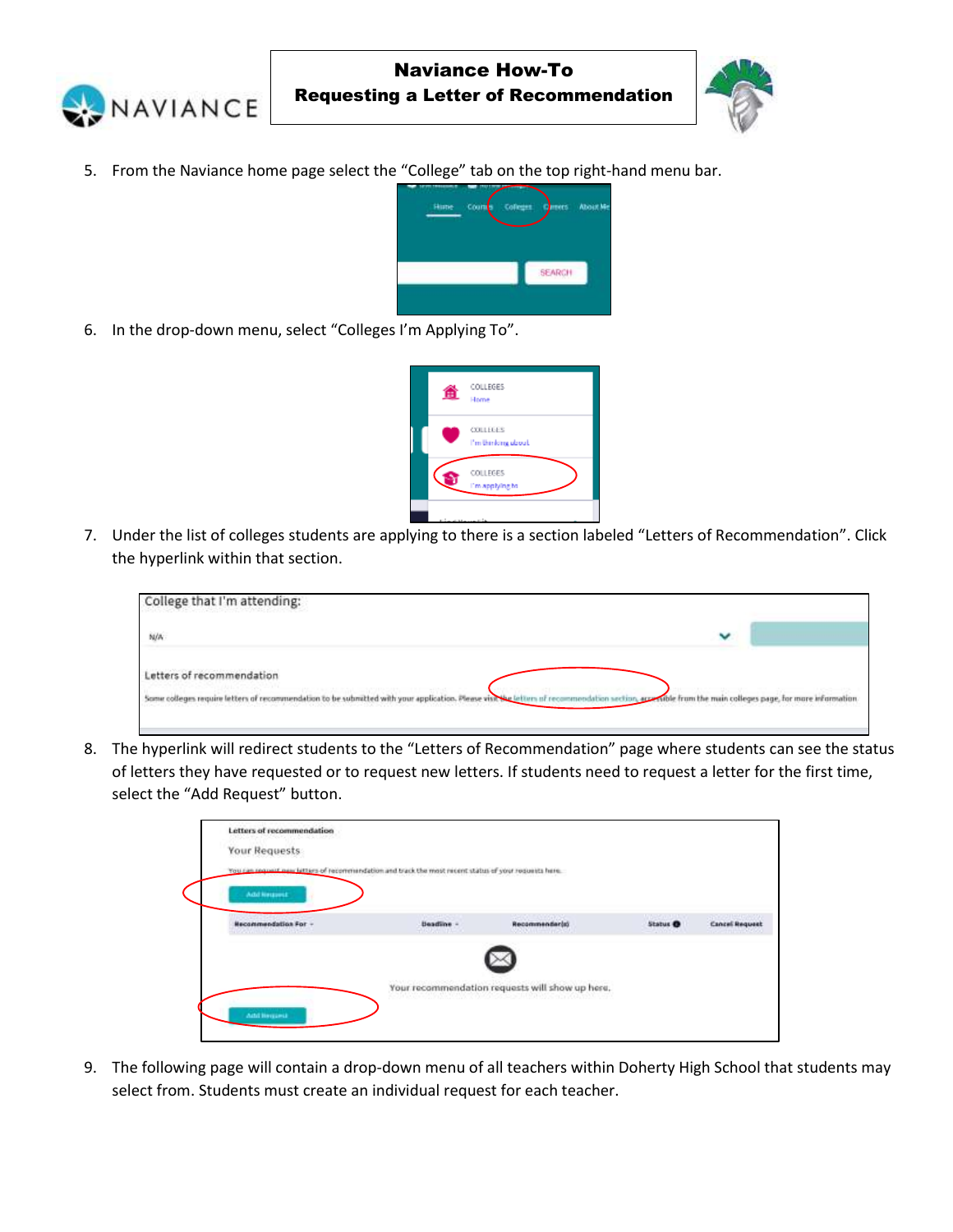**Naviance How-To**
**Requesting a Letter of Recommendation**

5. From the Naviance home page select the "College" tab on the top right-hand menu bar.

6. In the drop-down menu, select "Colleges I'm Applying To".

7. Under the list of colleges students are applying to there is a section labeled "Letters of Recommendation". Click the hyperlink within that section.

8. The hyperlink will redirect students to the "Letters of Recommendation" page where students can see the status of letters they have requested or to request new letters. If students need to request a letter for the first time, select the "Add Request" button.

9. The following page will contain a drop-down menu of all teachers within Doherty High School that students may select from. Students must create an individual request for each teacher.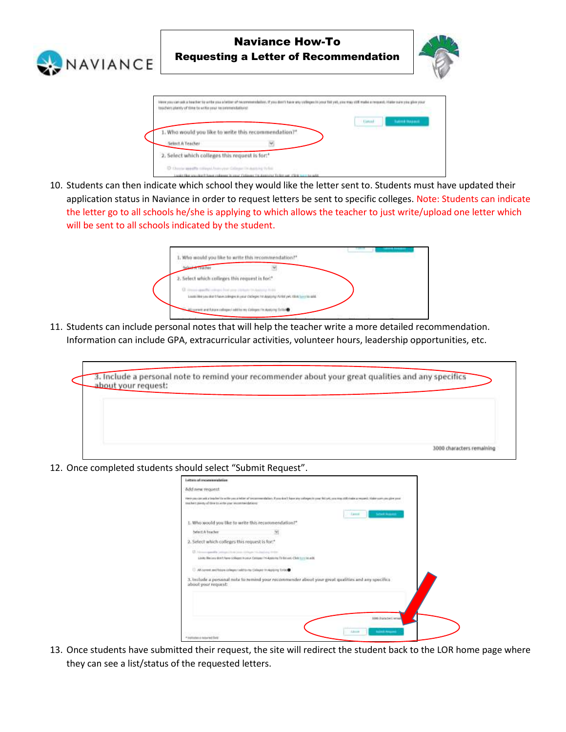# Naviance How-To
## Requesting a Letter of Recommendation

10. Students can then indicate which school they would like the letter sent to. Students must have updated their application status in Naviance in order to request letters be sent to specific colleges. Note: Students can indicate the letter go to all schools he/she is applying to which allows the teacher to just write/upload one letter which will be sent to all schools indicated by the student.

11. Students can include personal notes that will help the teacher write a more detailed recommendation. Information can include GPA, extracurricular activities, volunteer hours, leadership opportunities, etc.

12. Once completed students should select "Submit Request".

13. Once students have submitted their request, the site will redirect the student back to the LOR home page where they can see a list/status of the requested letters.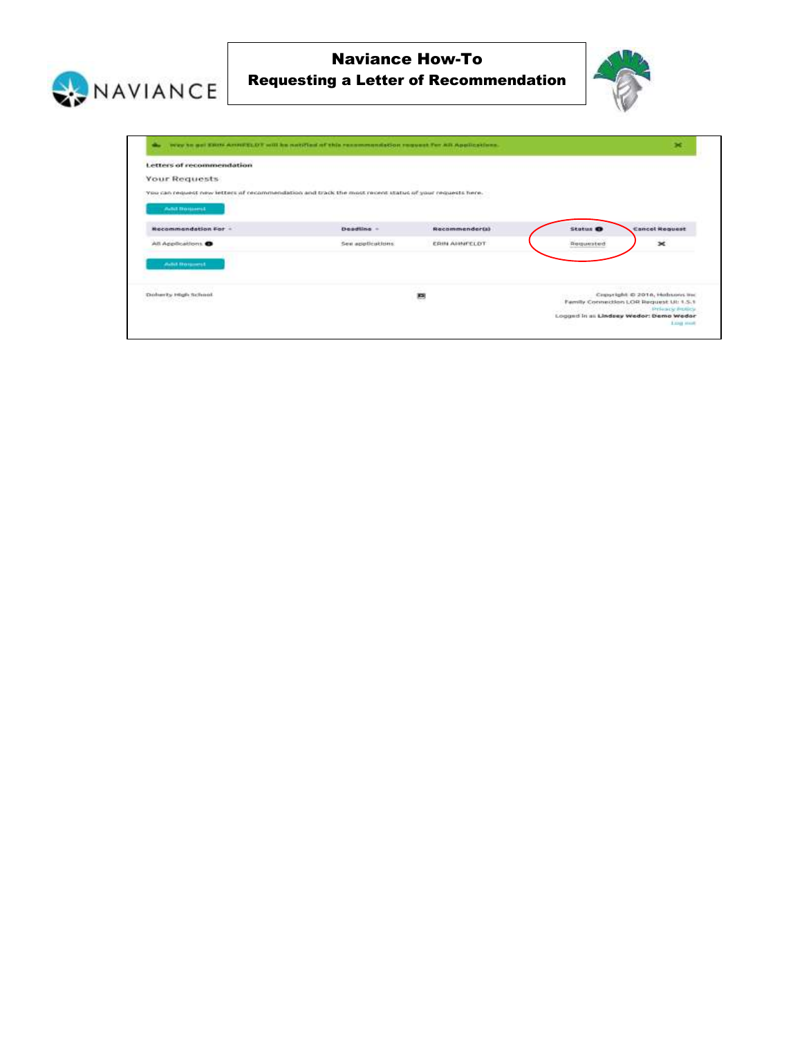# Naviance How-To
## Requesting a Letter of Recommendation

Way to go! ERIN AHNFELDT will be notified of this recommendation request for All Applications.

Letters of recommendation

Your Requests

You can request new letters of recommendation and track the most recent status of your requests here.

Add Request

| Recommendation For | Deadline | Recommender(s) | Status | Cancel Request |
| --- | --- | --- | --- | --- |
| All Applications | See applications | ERIN AHNFELDT | Requested | ✕ |

Add Request

Doherty High School

Copyright © 2018, Hobsons Inc
Family Connection LOR Request UI: 1.5.1
Privacy Policy
Logged in as Lindsey Wedor: Demo Wedor
Log out